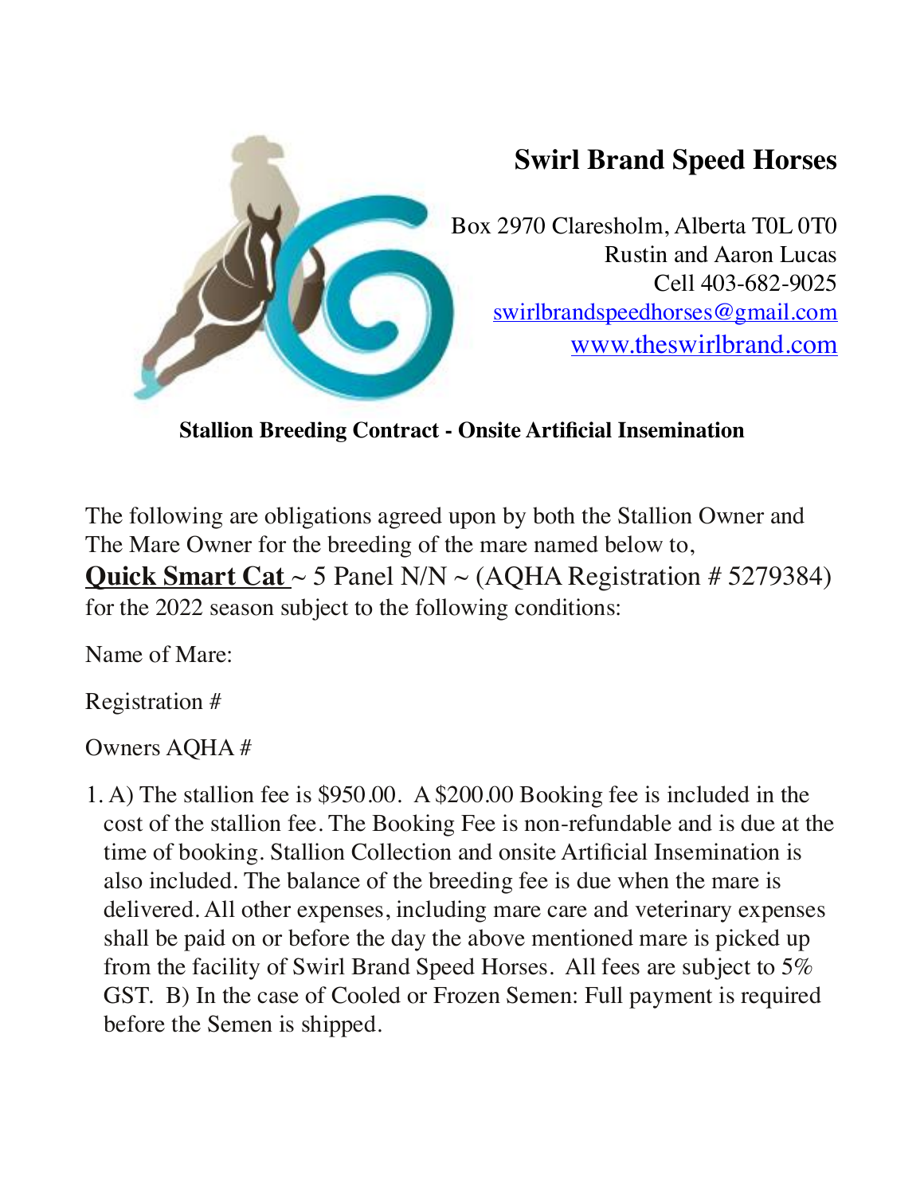# Swirl Brand Speed Horses

Box 2970 Claresholm, Alberta T0L 0T0
Rustin and Aaron Lucas
Cell 403-682-9025
swirlbrandspeedhorses@gmail.com
www.theswirlbrand.com

**Stallion Breeding Contract - Onsite Artificial Insemination**

The following are obligations agreed upon by both the Stallion Owner and The Mare Owner for the breeding of the mare named below to,

**Quick Smart Cat** ~ 5 Panel N/N ~ (AQHA Registration # 5279384) for the 2022 season subject to the following conditions:

Name of Mare:

Registration #

Owners AQHA #

1. A) The stallion fee is $950.00. A $200.00 Booking fee is included in the cost of the stallion fee. The Booking Fee is non-refundable and is due at the time of booking. Stallion Collection and onsite Artificial Insemination is also included. The balance of the breeding fee is due when the mare is delivered. All other expenses, including mare care and veterinary expenses shall be paid on or before the day the above mentioned mare is picked up from the facility of Swirl Brand Speed Horses. All fees are subject to 5% GST. B) In the case of Cooled or Frozen Semen: Full payment is required before the Semen is shipped.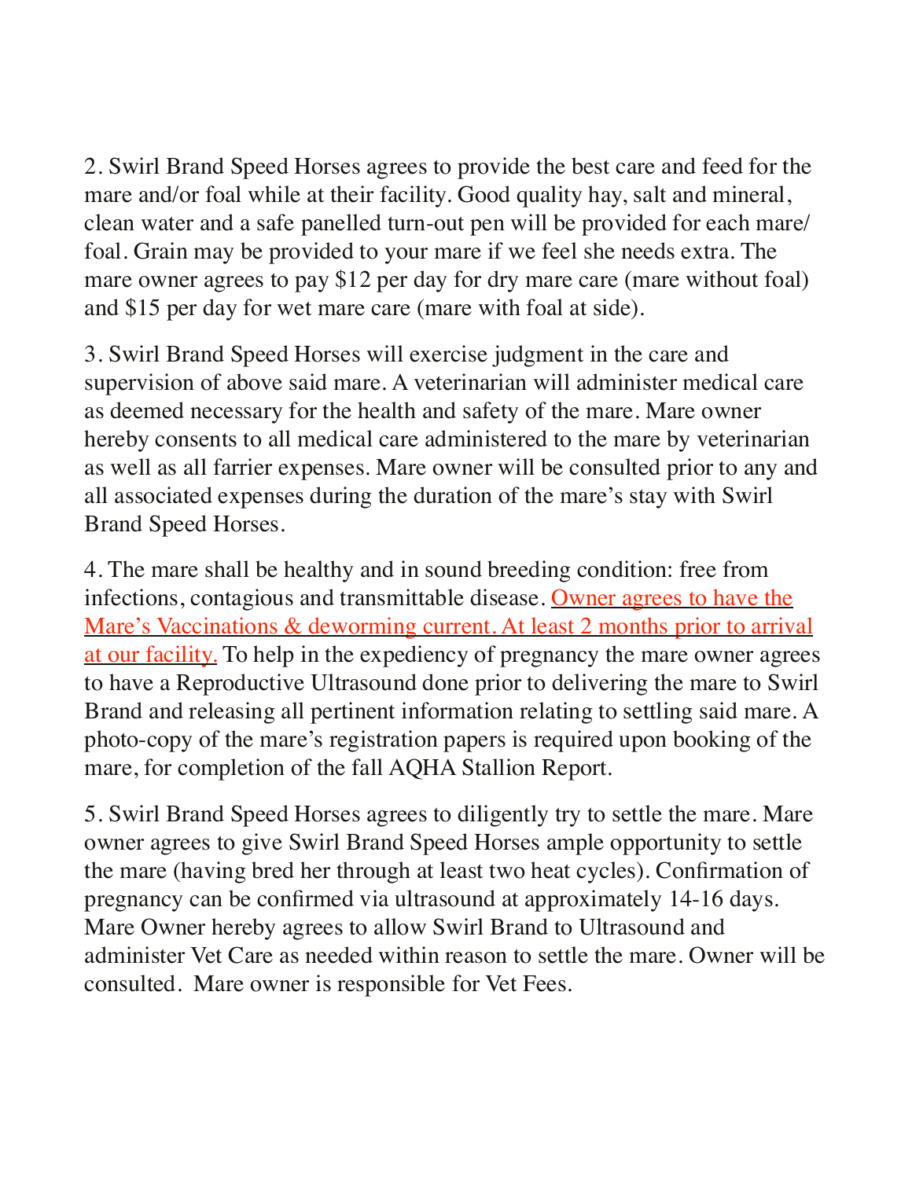2. Swirl Brand Speed Horses agrees to provide the best care and feed for the mare and/or foal while at their facility. Good quality hay, salt and mineral, clean water and a safe panelled turn-out pen will be provided for each mare/foal. Grain may be provided to your mare if we feel she needs extra. The mare owner agrees to pay $12 per day for dry mare care (mare without foal) and $15 per day for wet mare care (mare with foal at side).

3. Swirl Brand Speed Horses will exercise judgment in the care and supervision of above said mare. A veterinarian will administer medical care as deemed necessary for the health and safety of the mare. Mare owner hereby consents to all medical care administered to the mare by veterinarian as well as all farrier expenses. Mare owner will be consulted prior to any and all associated expenses during the duration of the mare's stay with Swirl Brand Speed Horses.

4. The mare shall be healthy and in sound breeding condition: free from infections, contagious and transmittable disease. <u>Owner agrees to have the Mare's Vaccinations & deworming current. At least 2 months prior to arrival at our facility.</u> To help in the expediency of pregnancy the mare owner agrees to have a Reproductive Ultrasound done prior to delivering the mare to Swirl Brand and releasing all pertinent information relating to settling said mare. A photo-copy of the mare's registration papers is required upon booking of the mare, for completion of the fall AQHA Stallion Report.

5. Swirl Brand Speed Horses agrees to diligently try to settle the mare. Mare owner agrees to give Swirl Brand Speed Horses ample opportunity to settle the mare (having bred her through at least two heat cycles). Confirmation of pregnancy can be confirmed via ultrasound at approximately 14-16 days. Mare Owner hereby agrees to allow Swirl Brand to Ultrasound and administer Vet Care as needed within reason to settle the mare. Owner will be consulted. Mare owner is responsible for Vet Fees.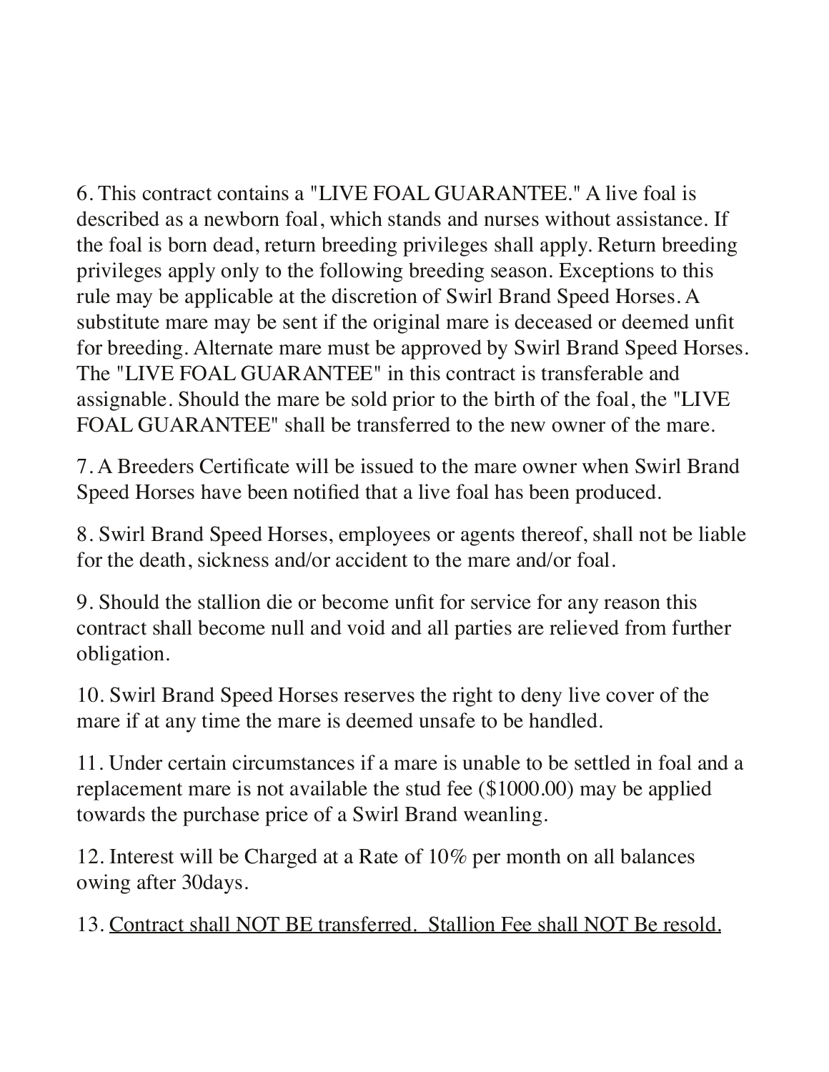6. This contract contains a "LIVE FOAL GUARANTEE." A live foal is described as a newborn foal, which stands and nurses without assistance. If the foal is born dead, return breeding privileges shall apply. Return breeding privileges apply only to the following breeding season. Exceptions to this rule may be applicable at the discretion of Swirl Brand Speed Horses. A substitute mare may be sent if the original mare is deceased or deemed unfit for breeding. Alternate mare must be approved by Swirl Brand Speed Horses. The "LIVE FOAL GUARANTEE" in this contract is transferable and assignable. Should the mare be sold prior to the birth of the foal, the "LIVE FOAL GUARANTEE" shall be transferred to the new owner of the mare.

7. A Breeders Certificate will be issued to the mare owner when Swirl Brand Speed Horses have been notified that a live foal has been produced.

8. Swirl Brand Speed Horses, employees or agents thereof, shall not be liable for the death, sickness and/or accident to the mare and/or foal.

9. Should the stallion die or become unfit for service for any reason this contract shall become null and void and all parties are relieved from further obligation.

10. Swirl Brand Speed Horses reserves the right to deny live cover of the mare if at any time the mare is deemed unsafe to be handled.

11. Under certain circumstances if a mare is unable to be settled in foal and a replacement mare is not available the stud fee ($1000.00) may be applied towards the purchase price of a Swirl Brand weanling.

12. Interest will be Charged at a Rate of 10% per month on all balances owing after 30days.

13. <u>Contract shall NOT BE transferred.  Stallion Fee shall NOT Be resold.</u>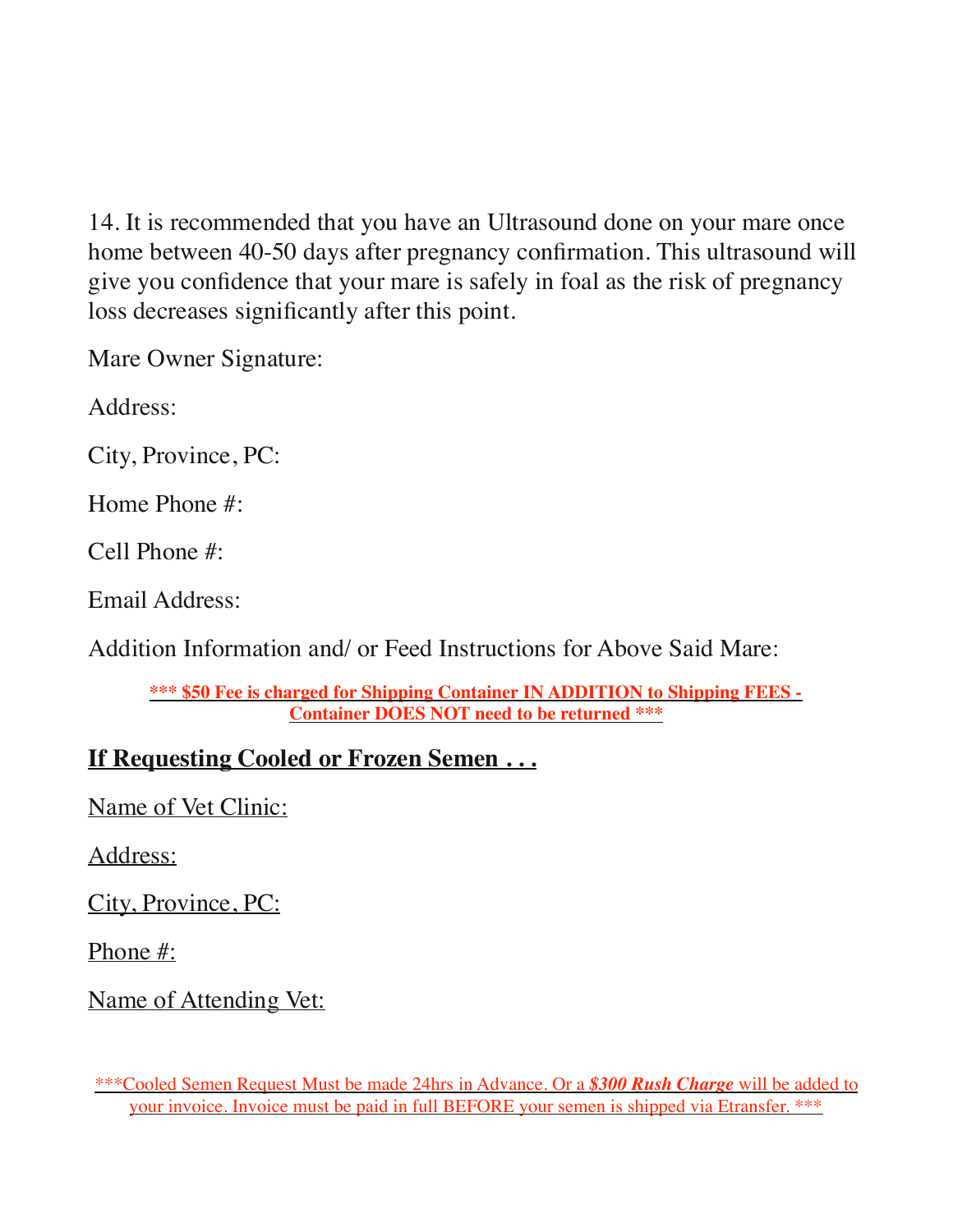14. It is recommended that you have an Ultrasound done on your mare once home between 40-50 days after pregnancy confirmation. This ultrasound will give you confidence that your mare is safely in foal as the risk of pregnancy loss decreases significantly after this point.

Mare Owner Signature:

Address:

City, Province, PC:

Home Phone #:

Cell Phone #:

Email Address:

Addition Information and/ or Feed Instructions for Above Said Mare:

**\*\*\* $50 Fee is charged for Shipping Container IN ADDITION to Shipping FEES - Container DOES NOT need to be returned \*\*\***

**If Requesting Cooled or Frozen Semen . . .**

Name of Vet Clinic:

Address:

City, Province, PC:

Phone #:

Name of Attending Vet:

\*\*\*Cooled Semen Request Must be made 24hrs in Advance. Or a ***$300 Rush Charge*** will be added to your invoice. Invoice must be paid in full BEFORE your semen is shipped via Etransfer. \*\*\*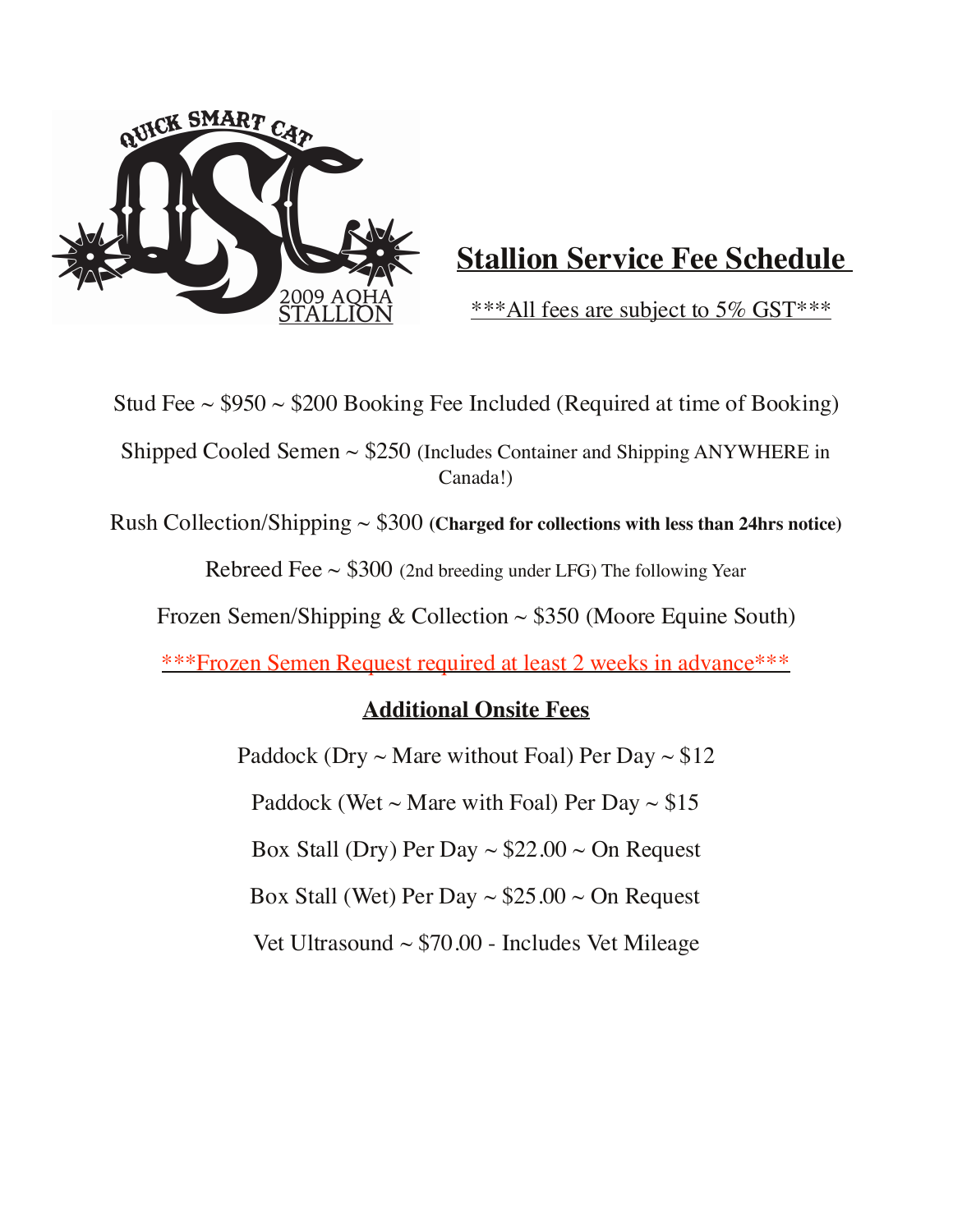QUICK SMART CAT

QSC

2009 AQHA STALLION

# Stallion Service Fee Schedule

***All fees are subject to 5% GST***

Stud Fee ~ $950 ~ $200 Booking Fee Included (Required at time of Booking)

Shipped Cooled Semen ~ $250 (Includes Container and Shipping ANYWHERE in Canada!)

Rush Collection/Shipping ~ $300 **(Charged for collections with less than 24hrs notice)**

Rebreed Fee ~ $300 (2nd breeding under LFG) The following Year

Frozen Semen/Shipping & Collection ~ $350 (Moore Equine South)

***Frozen Semen Request required at least 2 weeks in advance***

## Additional Onsite Fees

Paddock (Dry ~ Mare without Foal) Per Day ~ $12

Paddock (Wet ~ Mare with Foal) Per Day ~ $15

Box Stall (Dry) Per Day ~ $22.00 ~ On Request

Box Stall (Wet) Per Day ~ $25.00 ~ On Request

Vet Ultrasound ~ $70.00 - Includes Vet Mileage